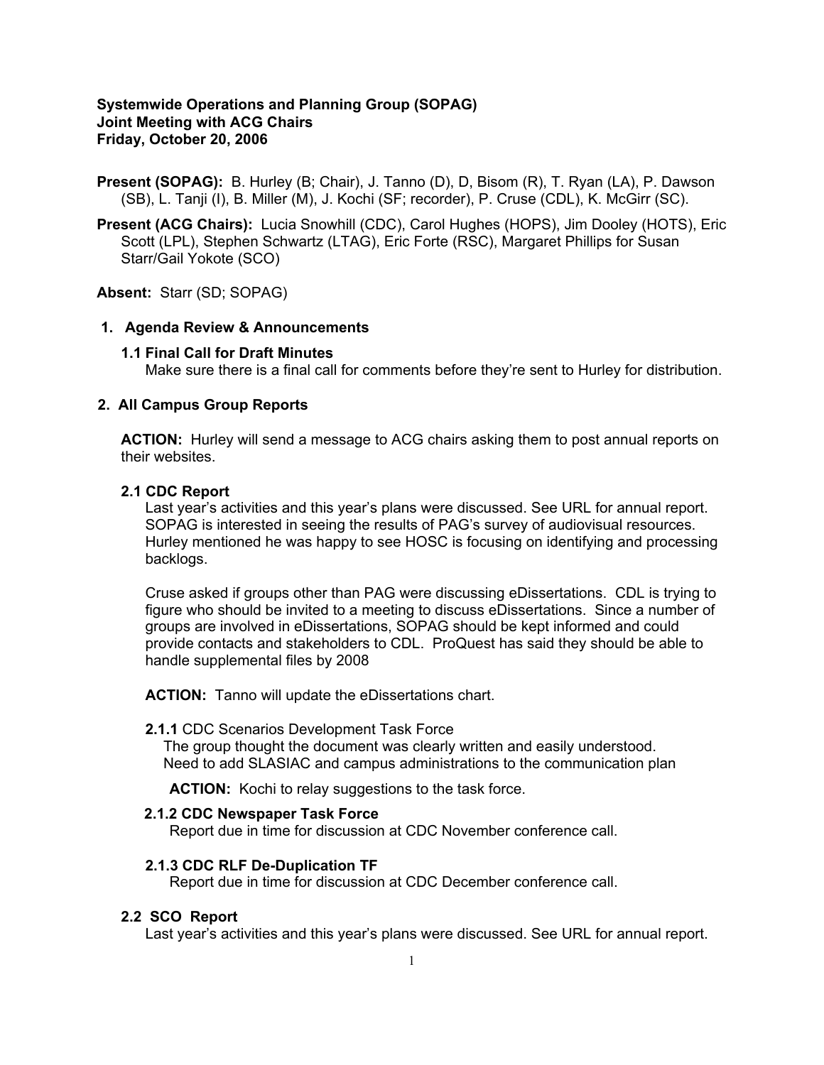**Systemwide Operations and Planning Group (SOPAG)**
**Joint Meeting with ACG Chairs**
**Friday, October 20, 2006**

**Present (SOPAG):** B. Hurley (B; Chair), J. Tanno (D), D, Bisom (R), T. Ryan (LA), P. Dawson (SB), L. Tanji (I), B. Miller (M), J. Kochi (SF; recorder), P. Cruse (CDL), K. McGirr (SC).

**Present (ACG Chairs):** Lucia Snowhill (CDC), Carol Hughes (HOPS), Jim Dooley (HOTS), Eric Scott (LPL), Stephen Schwartz (LTAG), Eric Forte (RSC), Margaret Phillips for Susan Starr/Gail Yokote (SCO)

**Absent:** Starr (SD; SOPAG)

## 1. Agenda Review & Announcements

### 1.1 Final Call for Draft Minutes

Make sure there is a final call for comments before they're sent to Hurley for distribution.

## 2. All Campus Group Reports

**ACTION:** Hurley will send a message to ACG chairs asking them to post annual reports on their websites.

### 2.1 CDC Report

Last year's activities and this year's plans were discussed. See URL for annual report. SOPAG is interested in seeing the results of PAG's survey of audiovisual resources. Hurley mentioned he was happy to see HOSC is focusing on identifying and processing backlogs.

Cruse asked if groups other than PAG were discussing eDissertations. CDL is trying to figure who should be invited to a meeting to discuss eDissertations. Since a number of groups are involved in eDissertations, SOPAG should be kept informed and could provide contacts and stakeholders to CDL. ProQuest has said they should be able to handle supplemental files by 2008

**ACTION:** Tanno will update the eDissertations chart.

**2.1.1** CDC Scenarios Development Task Force

The group thought the document was clearly written and easily understood. Need to add SLASIAC and campus administrations to the communication plan

**ACTION:** Kochi to relay suggestions to the task force.

#### 2.1.2 CDC Newspaper Task Force

Report due in time for discussion at CDC November conference call.

#### 2.1.3 CDC RLF De-Duplication TF

Report due in time for discussion at CDC December conference call.

### 2.2 SCO Report

Last year's activities and this year's plans were discussed. See URL for annual report.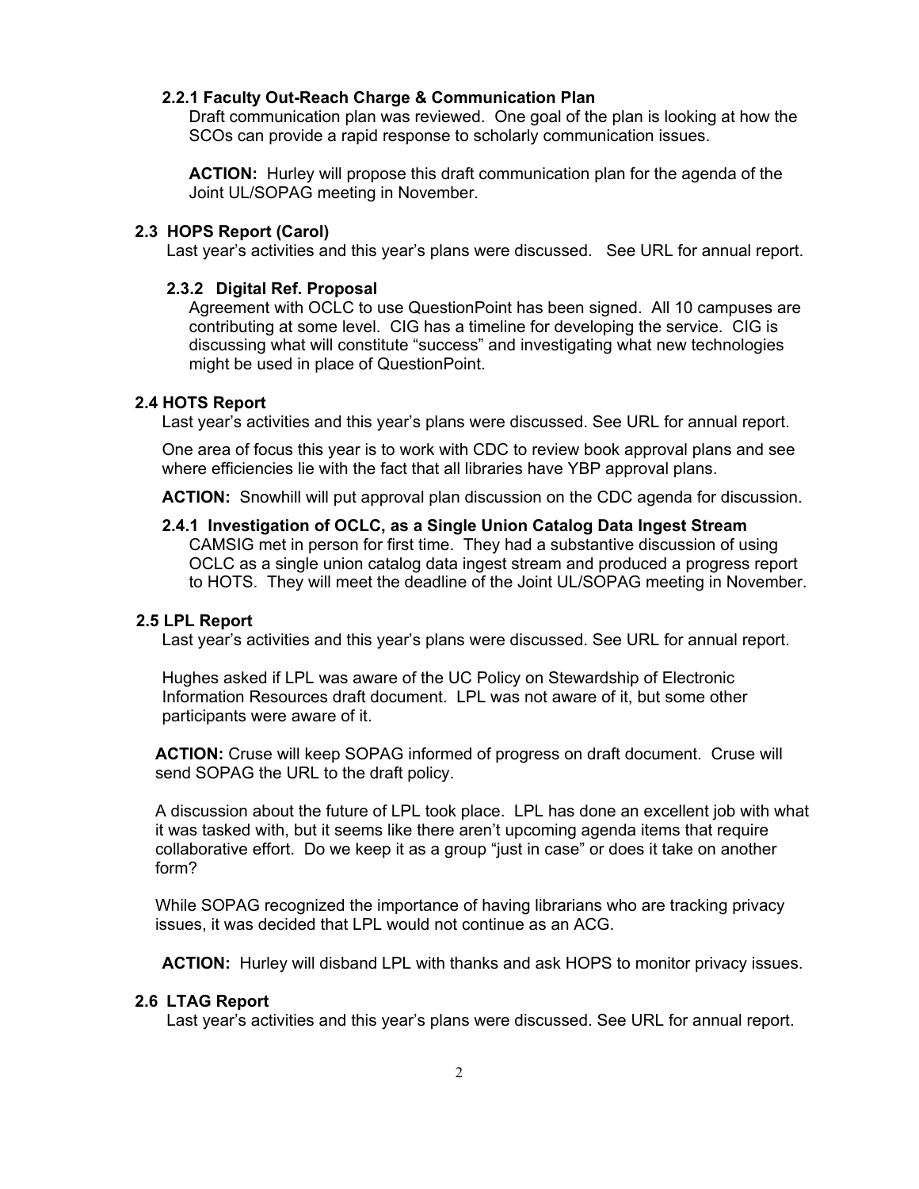#### 2.2.1 Faculty Out-Reach Charge & Communication Plan

Draft communication plan was reviewed. One goal of the plan is looking at how the SCOs can provide a rapid response to scholarly communication issues.

**ACTION:** Hurley will propose this draft communication plan for the agenda of the Joint UL/SOPAG meeting in November.

### 2.3 HOPS Report (Carol)

Last year's activities and this year's plans were discussed. See URL for annual report.

#### 2.3.2 Digital Ref. Proposal

Agreement with OCLC to use QuestionPoint has been signed. All 10 campuses are contributing at some level. CIG has a timeline for developing the service. CIG is discussing what will constitute "success" and investigating what new technologies might be used in place of QuestionPoint.

### 2.4 HOTS Report

Last year's activities and this year's plans were discussed. See URL for annual report.

One area of focus this year is to work with CDC to review book approval plans and see where efficiencies lie with the fact that all libraries have YBP approval plans.

**ACTION:** Snowhill will put approval plan discussion on the CDC agenda for discussion.

#### 2.4.1 Investigation of OCLC, as a Single Union Catalog Data Ingest Stream

CAMSIG met in person for first time. They had a substantive discussion of using OCLC as a single union catalog data ingest stream and produced a progress report to HOTS. They will meet the deadline of the Joint UL/SOPAG meeting in November.

### 2.5 LPL Report

Last year's activities and this year's plans were discussed. See URL for annual report.

Hughes asked if LPL was aware of the UC Policy on Stewardship of Electronic Information Resources draft document. LPL was not aware of it, but some other participants were aware of it.

**ACTION:** Cruse will keep SOPAG informed of progress on draft document. Cruse will send SOPAG the URL to the draft policy.

A discussion about the future of LPL took place. LPL has done an excellent job with what it was tasked with, but it seems like there aren't upcoming agenda items that require collaborative effort. Do we keep it as a group "just in case" or does it take on another form?

While SOPAG recognized the importance of having librarians who are tracking privacy issues, it was decided that LPL would not continue as an ACG.

**ACTION:** Hurley will disband LPL with thanks and ask HOPS to monitor privacy issues.

### 2.6 LTAG Report

Last year's activities and this year's plans were discussed. See URL for annual report.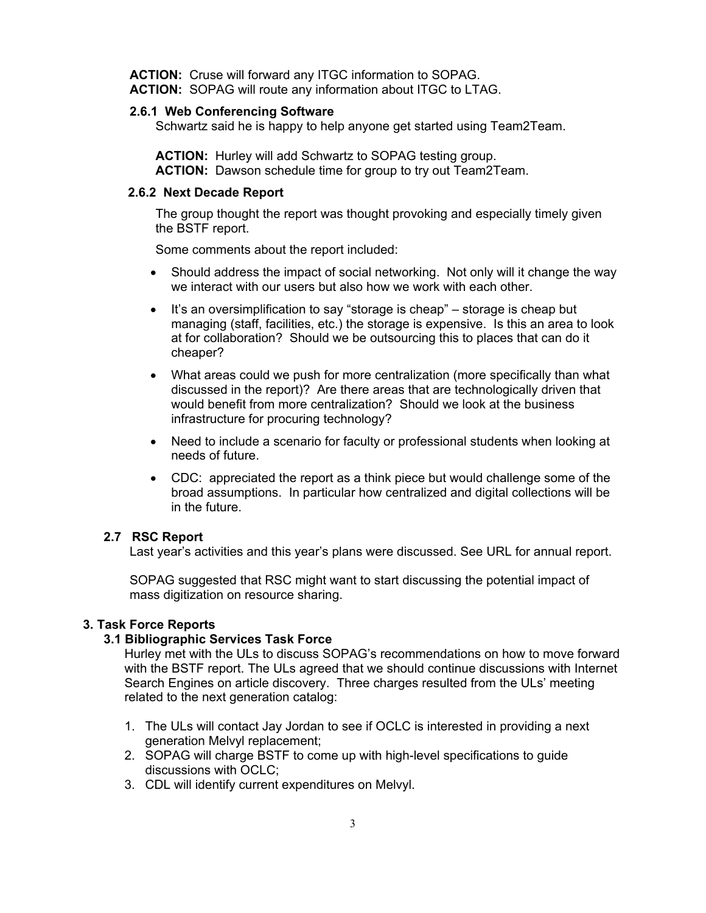**ACTION:** Cruse will forward any ITGC information to SOPAG.
**ACTION:** SOPAG will route any information about ITGC to LTAG.

#### 2.6.1 Web Conferencing Software

Schwartz said he is happy to help anyone get started using Team2Team.

**ACTION:** Hurley will add Schwartz to SOPAG testing group.
**ACTION:** Dawson schedule time for group to try out Team2Team.

#### 2.6.2 Next Decade Report

The group thought the report was thought provoking and especially timely given the BSTF report.

Some comments about the report included:

- Should address the impact of social networking. Not only will it change the way we interact with our users but also how we work with each other.
- It's an oversimplification to say "storage is cheap" – storage is cheap but managing (staff, facilities, etc.) the storage is expensive. Is this an area to look at for collaboration? Should we be outsourcing this to places that can do it cheaper?
- What areas could we push for more centralization (more specifically than what discussed in the report)? Are there areas that are technologically driven that would benefit from more centralization? Should we look at the business infrastructure for procuring technology?
- Need to include a scenario for faculty or professional students when looking at needs of future.
- CDC: appreciated the report as a think piece but would challenge some of the broad assumptions. In particular how centralized and digital collections will be in the future.

### 2.7 RSC Report

Last year's activities and this year's plans were discussed. See URL for annual report.

SOPAG suggested that RSC might want to start discussing the potential impact of mass digitization on resource sharing.

## 3. Task Force Reports

### 3.1 Bibliographic Services Task Force

Hurley met with the ULs to discuss SOPAG's recommendations on how to move forward with the BSTF report. The ULs agreed that we should continue discussions with Internet Search Engines on article discovery. Three charges resulted from the ULs' meeting related to the next generation catalog:

1. The ULs will contact Jay Jordan to see if OCLC is interested in providing a next generation Melvyl replacement;
2. SOPAG will charge BSTF to come up with high-level specifications to guide discussions with OCLC;
3. CDL will identify current expenditures on Melvyl.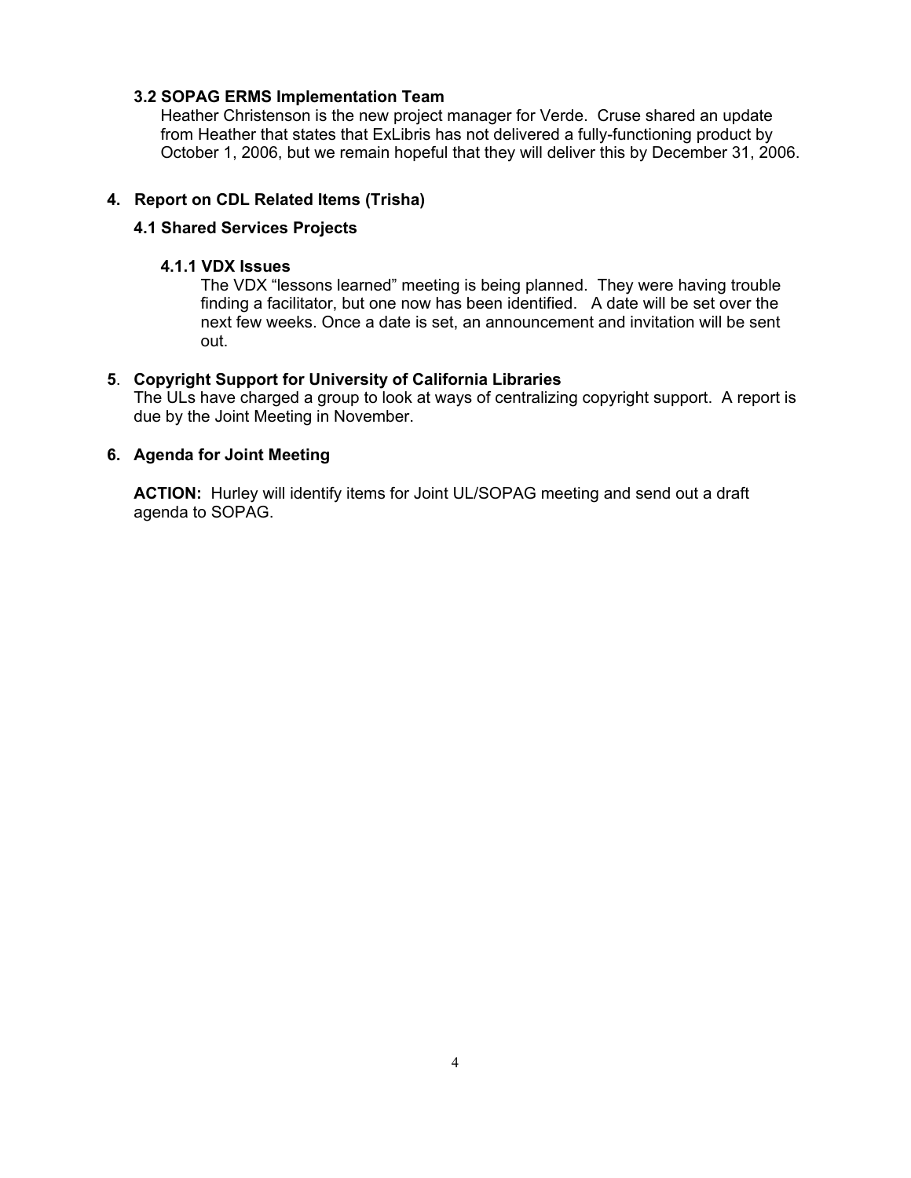### 3.2 SOPAG ERMS Implementation Team

Heather Christenson is the new project manager for Verde. Cruse shared an update from Heather that states that ExLibris has not delivered a fully-functioning product by October 1, 2006, but we remain hopeful that they will deliver this by December 31, 2006.

## 4. Report on CDL Related Items (Trisha)

### 4.1 Shared Services Projects

#### 4.1.1 VDX Issues

The VDX "lessons learned" meeting is being planned. They were having trouble finding a facilitator, but one now has been identified. A date will be set over the next few weeks. Once a date is set, an announcement and invitation will be sent out.

## 5. Copyright Support for University of California Libraries

The ULs have charged a group to look at ways of centralizing copyright support. A report is due by the Joint Meeting in November.

## 6. Agenda for Joint Meeting

**ACTION:** Hurley will identify items for Joint UL/SOPAG meeting and send out a draft agenda to SOPAG.